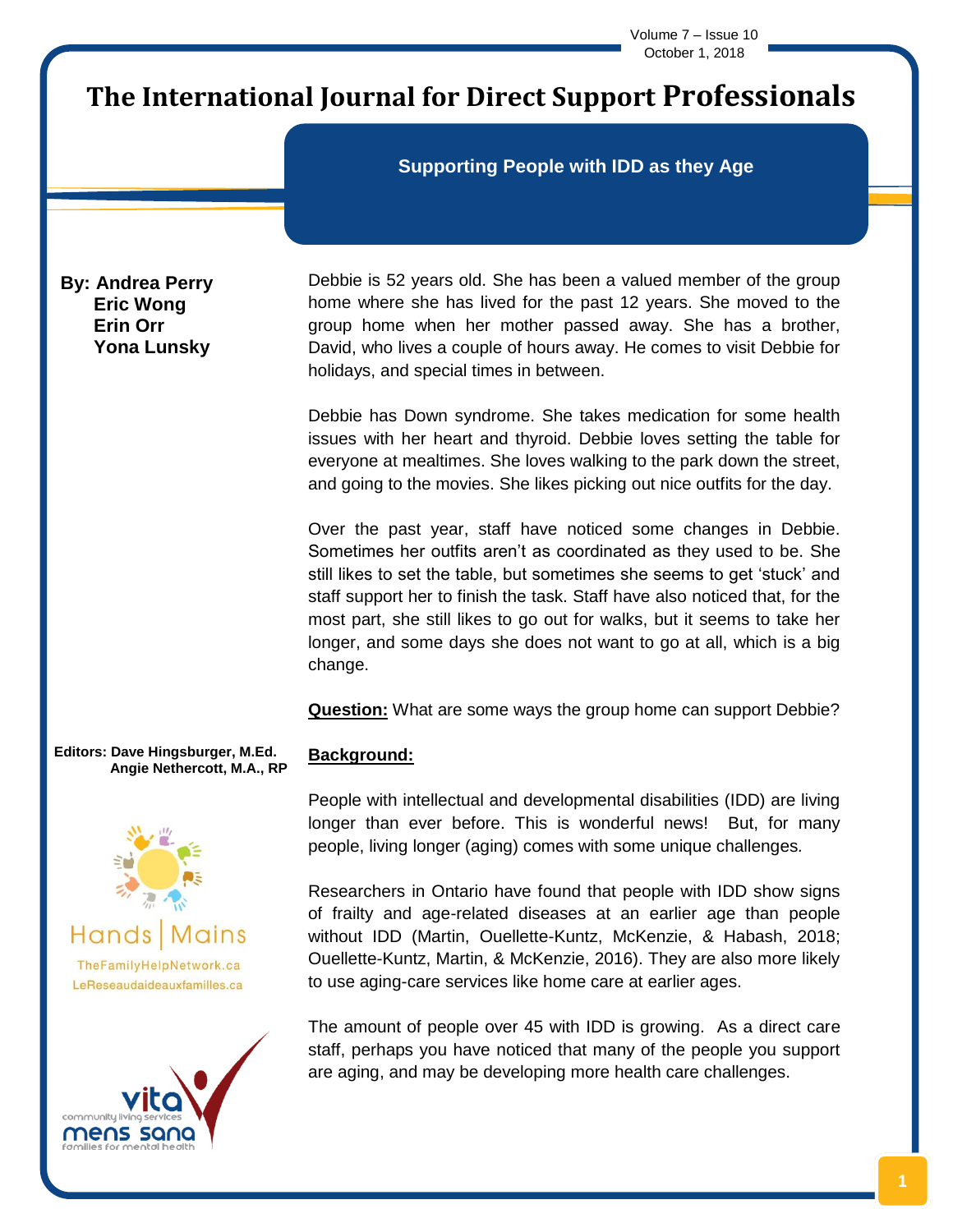# The International Journal for Direct Support Professionals

## Supporting People with IDD as they Age

**By: Andrea Perry**
**Eric Wong**
**Erin Orr**
**Yona Lunsky**

Debbie is 52 years old. She has been a valued member of the group home where she has lived for the past 12 years. She moved to the group home when her mother passed away. She has a brother, David, who lives a couple of hours away. He comes to visit Debbie for holidays, and special times in between.

Debbie has Down syndrome. She takes medication for some health issues with her heart and thyroid. Debbie loves setting the table for everyone at mealtimes. She loves walking to the park down the street, and going to the movies. She likes picking out nice outfits for the day.

Over the past year, staff have noticed some changes in Debbie. Sometimes her outfits aren't as coordinated as they used to be. She still likes to set the table, but sometimes she seems to get 'stuck' and staff support her to finish the task. Staff have also noticed that, for the most part, she still likes to go out for walks, but it seems to take her longer, and some days she does not want to go at all, which is a big change.

**Question:** What are some ways the group home can support Debbie?

**Background:**

People with intellectual and developmental disabilities (IDD) are living longer than ever before. This is wonderful news! But, for many people, living longer (aging) comes with some unique challenges.

Researchers in Ontario have found that people with IDD show signs of frailty and age-related diseases at an earlier age than people without IDD (Martin, Ouellette-Kuntz, McKenzie, & Habash, 2018; Ouellette-Kuntz, Martin, & McKenzie, 2016). They are also more likely to use aging-care services like home care at earlier ages.

The amount of people over 45 with IDD is growing. As a direct care staff, perhaps you have noticed that many of the people you support are aging, and may be developing more health care challenges.

**Editors: Dave Hingsburger, M.Ed.**
**Angie Nethercott, M.A., RP**

Hands | Mains
TheFamilyHelpNetwork.ca
LeReseaudaideauxfamilles.ca

vita community living services
mens sana families for mental health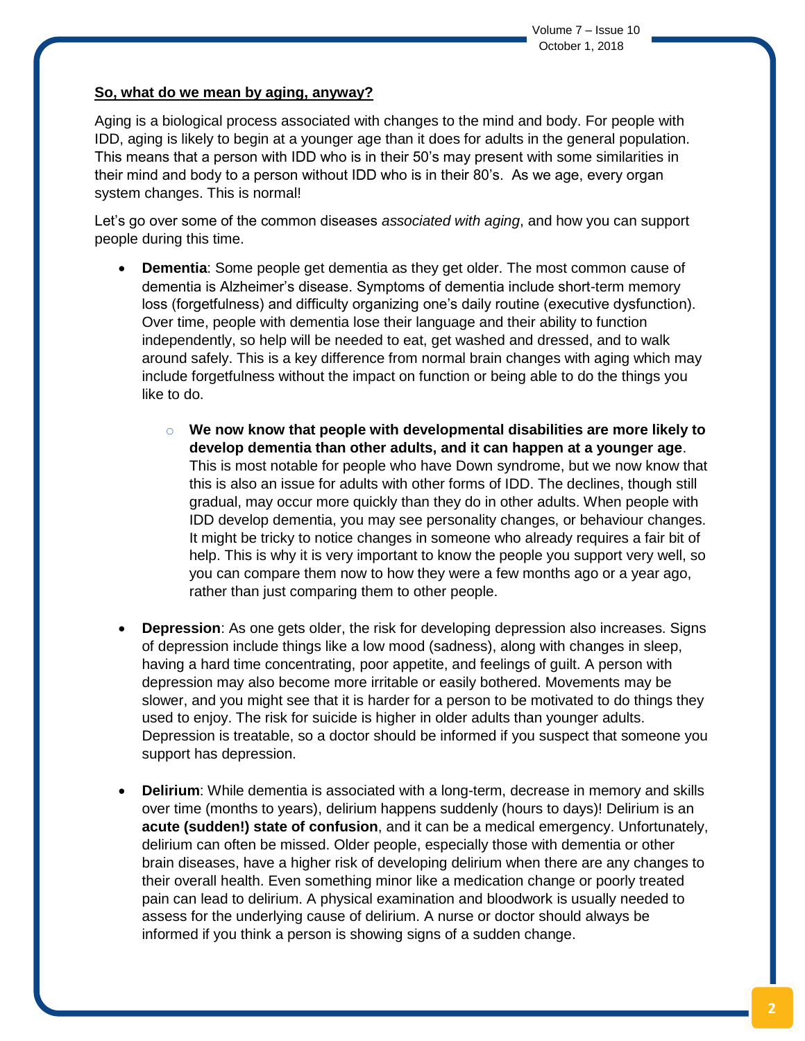**So, what do we mean by aging, anyway?**

Aging is a biological process associated with changes to the mind and body. For people with IDD, aging is likely to begin at a younger age than it does for adults in the general population. This means that a person with IDD who is in their 50's may present with some similarities in their mind and body to a person without IDD who is in their 80's. As we age, every organ system changes. This is normal!

Let's go over some of the common diseases *associated with aging*, and how you can support people during this time.

- **Dementia**: Some people get dementia as they get older. The most common cause of dementia is Alzheimer's disease. Symptoms of dementia include short-term memory loss (forgetfulness) and difficulty organizing one's daily routine (executive dysfunction). Over time, people with dementia lose their language and their ability to function independently, so help will be needed to eat, get washed and dressed, and to walk around safely. This is a key difference from normal brain changes with aging which may include forgetfulness without the impact on function or being able to do the things you like to do.
    - **We now know that people with developmental disabilities are more likely to develop dementia than other adults, and it can happen at a younger age**. This is most notable for people who have Down syndrome, but we now know that this is also an issue for adults with other forms of IDD. The declines, though still gradual, may occur more quickly than they do in other adults. When people with IDD develop dementia, you may see personality changes, or behaviour changes. It might be tricky to notice changes in someone who already requires a fair bit of help. This is why it is very important to know the people you support very well, so you can compare them now to how they were a few months ago or a year ago, rather than just comparing them to other people.
- **Depression**: As one gets older, the risk for developing depression also increases. Signs of depression include things like a low mood (sadness), along with changes in sleep, having a hard time concentrating, poor appetite, and feelings of guilt. A person with depression may also become more irritable or easily bothered. Movements may be slower, and you might see that it is harder for a person to be motivated to do things they used to enjoy. The risk for suicide is higher in older adults than younger adults. Depression is treatable, so a doctor should be informed if you suspect that someone you support has depression.
- **Delirium**: While dementia is associated with a long-term, decrease in memory and skills over time (months to years), delirium happens suddenly (hours to days)! Delirium is an **acute (sudden!) state of confusion**, and it can be a medical emergency. Unfortunately, delirium can often be missed. Older people, especially those with dementia or other brain diseases, have a higher risk of developing delirium when there are any changes to their overall health. Even something minor like a medication change or poorly treated pain can lead to delirium. A physical examination and bloodwork is usually needed to assess for the underlying cause of delirium. A nurse or doctor should always be informed if you think a person is showing signs of a sudden change.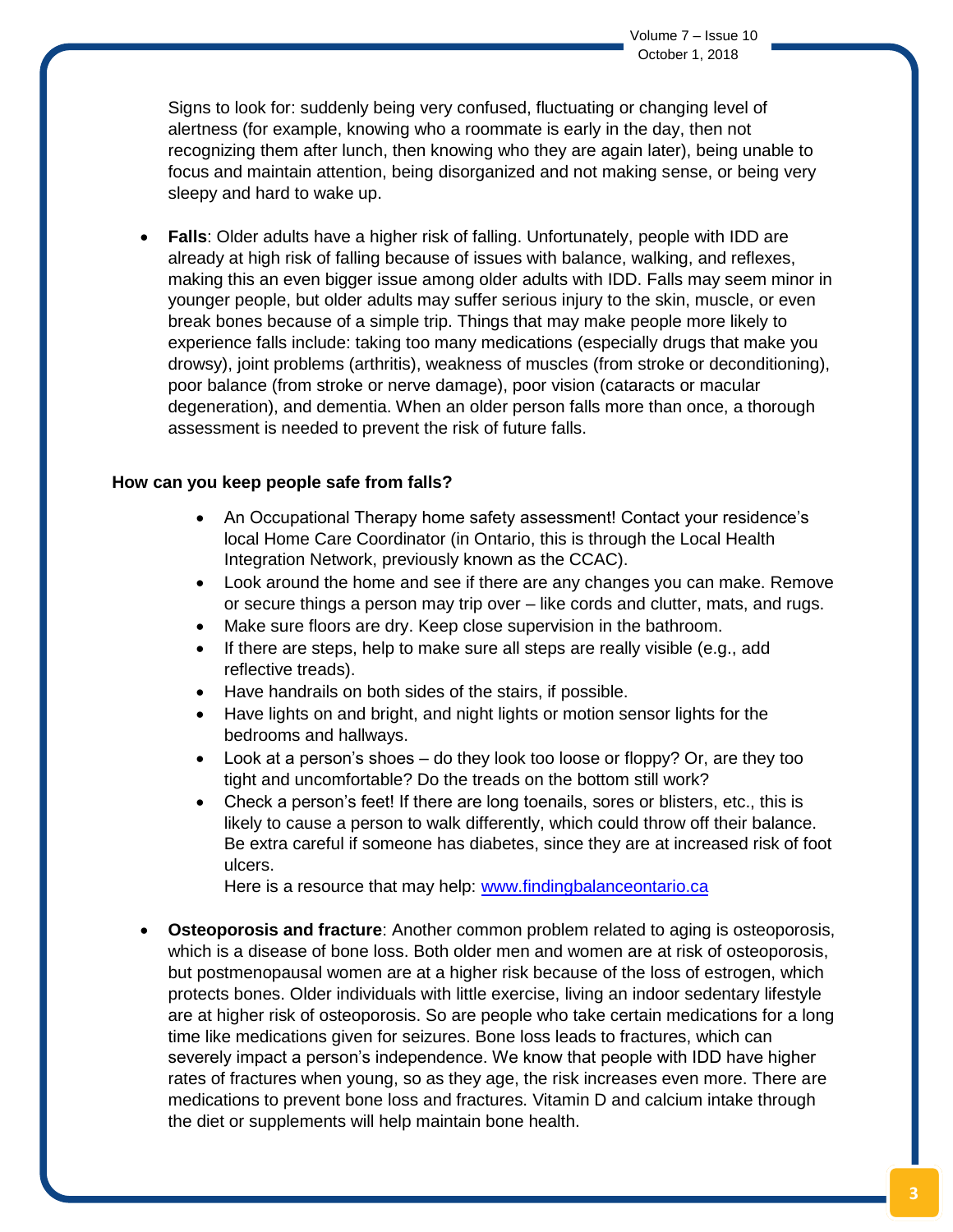Signs to look for: suddenly being very confused, fluctuating or changing level of alertness (for example, knowing who a roommate is early in the day, then not recognizing them after lunch, then knowing who they are again later), being unable to focus and maintain attention, being disorganized and not making sense, or being very sleepy and hard to wake up.

- **Falls**: Older adults have a higher risk of falling. Unfortunately, people with IDD are already at high risk of falling because of issues with balance, walking, and reflexes, making this an even bigger issue among older adults with IDD. Falls may seem minor in younger people, but older adults may suffer serious injury to the skin, muscle, or even break bones because of a simple trip. Things that may make people more likely to experience falls include: taking too many medications (especially drugs that make you drowsy), joint problems (arthritis), weakness of muscles (from stroke or deconditioning), poor balance (from stroke or nerve damage), poor vision (cataracts or macular degeneration), and dementia. When an older person falls more than once, a thorough assessment is needed to prevent the risk of future falls.

**How can you keep people safe from falls?**

- An Occupational Therapy home safety assessment! Contact your residence's local Home Care Coordinator (in Ontario, this is through the Local Health Integration Network, previously known as the CCAC).
- Look around the home and see if there are any changes you can make. Remove or secure things a person may trip over – like cords and clutter, mats, and rugs.
- Make sure floors are dry. Keep close supervision in the bathroom.
- If there are steps, help to make sure all steps are really visible (e.g., add reflective treads).
- Have handrails on both sides of the stairs, if possible.
- Have lights on and bright, and night lights or motion sensor lights for the bedrooms and hallways.
- Look at a person's shoes – do they look too loose or floppy? Or, are they too tight and uncomfortable? Do the treads on the bottom still work?
- Check a person's feet! If there are long toenails, sores or blisters, etc., this is likely to cause a person to walk differently, which could throw off their balance. Be extra careful if someone has diabetes, since they are at increased risk of foot ulcers.

  Here is a resource that may help: [www.findingbalanceontario.ca](http://www.findingbalanceontario.ca)

- **Osteoporosis and fracture**: Another common problem related to aging is osteoporosis, which is a disease of bone loss. Both older men and women are at risk of osteoporosis, but postmenopausal women are at a higher risk because of the loss of estrogen, which protects bones. Older individuals with little exercise, living an indoor sedentary lifestyle are at higher risk of osteoporosis. So are people who take certain medications for a long time like medications given for seizures. Bone loss leads to fractures, which can severely impact a person's independence. We know that people with IDD have higher rates of fractures when young, so as they age, the risk increases even more. There are medications to prevent bone loss and fractures. Vitamin D and calcium intake through the diet or supplements will help maintain bone health.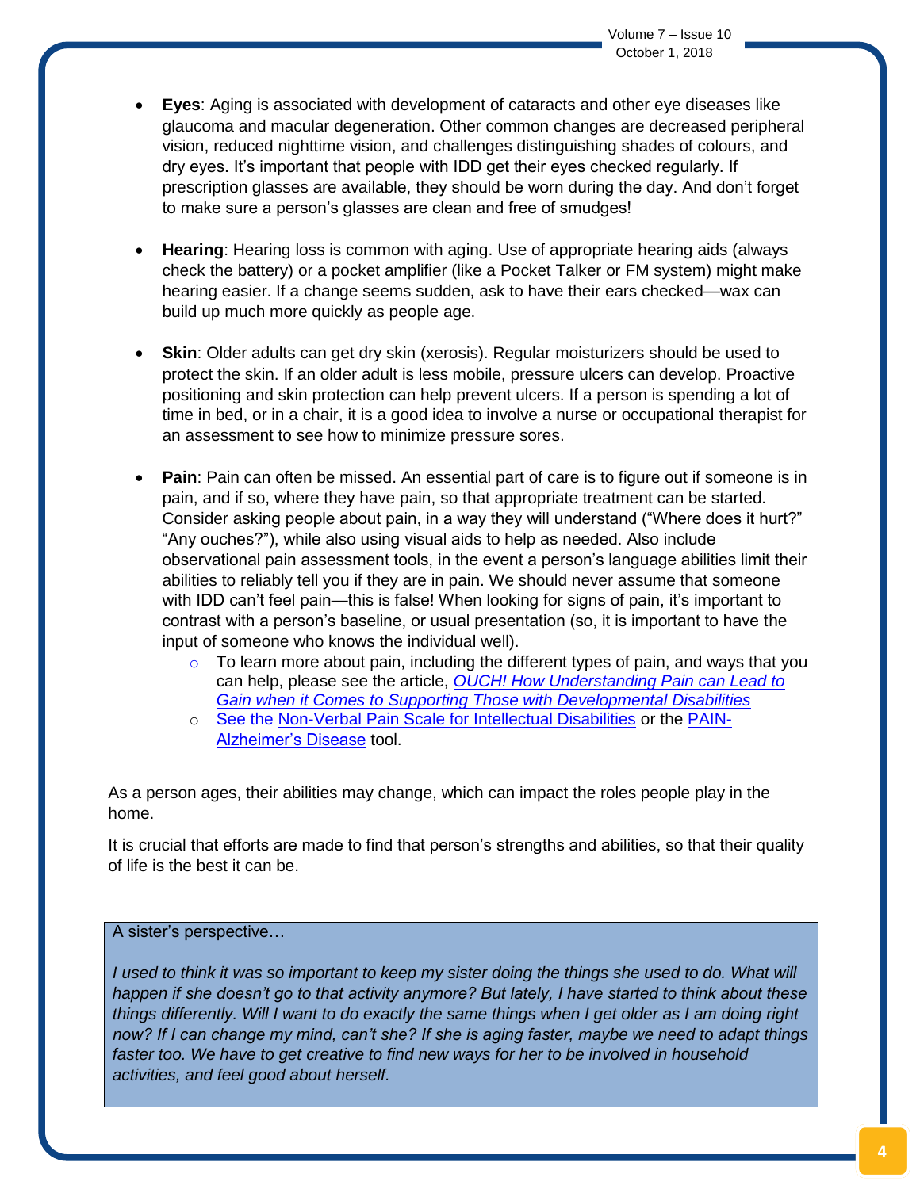- **Eyes**: Aging is associated with development of cataracts and other eye diseases like glaucoma and macular degeneration. Other common changes are decreased peripheral vision, reduced nighttime vision, and challenges distinguishing shades of colours, and dry eyes. It's important that people with IDD get their eyes checked regularly. If prescription glasses are available, they should be worn during the day. And don't forget to make sure a person's glasses are clean and free of smudges!

- **Hearing**: Hearing loss is common with aging. Use of appropriate hearing aids (always check the battery) or a pocket amplifier (like a Pocket Talker or FM system) might make hearing easier. If a change seems sudden, ask to have their ears checked—wax can build up much more quickly as people age.

- **Skin**: Older adults can get dry skin (xerosis). Regular moisturizers should be used to protect the skin. If an older adult is less mobile, pressure ulcers can develop. Proactive positioning and skin protection can help prevent ulcers. If a person is spending a lot of time in bed, or in a chair, it is a good idea to involve a nurse or occupational therapist for an assessment to see how to minimize pressure sores.

- **Pain**: Pain can often be missed. An essential part of care is to figure out if someone is in pain, and if so, where they have pain, so that appropriate treatment can be started. Consider asking people about pain, in a way they will understand ("Where does it hurt?" "Any ouches?"), while also using visual aids to help as needed. Also include observational pain assessment tools, in the event a person's language abilities limit their abilities to reliably tell you if they are in pain. We should never assume that someone with IDD can't feel pain—this is false! When looking for signs of pain, it's important to contrast with a person's baseline, or usual presentation (so, it is important to have the input of someone who knows the individual well).
  - To learn more about pain, including the different types of pain, and ways that you can help, please see the article, *OUCH! How Understanding Pain can Lead to Gain when it Comes to Supporting Those with Developmental Disabilities*
  - See the Non-Verbal Pain Scale for Intellectual Disabilities or the PAIN-Alzheimer's Disease tool.

As a person ages, their abilities may change, which can impact the roles people play in the home.

It is crucial that efforts are made to find that person's strengths and abilities, so that their quality of life is the best it can be.

A sister's perspective…

*I used to think it was so important to keep my sister doing the things she used to do. What will happen if she doesn't go to that activity anymore? But lately, I have started to think about these things differently. Will I want to do exactly the same things when I get older as I am doing right now? If I can change my mind, can't she? If she is aging faster, maybe we need to adapt things faster too. We have to get creative to find new ways for her to be involved in household activities, and feel good about herself.*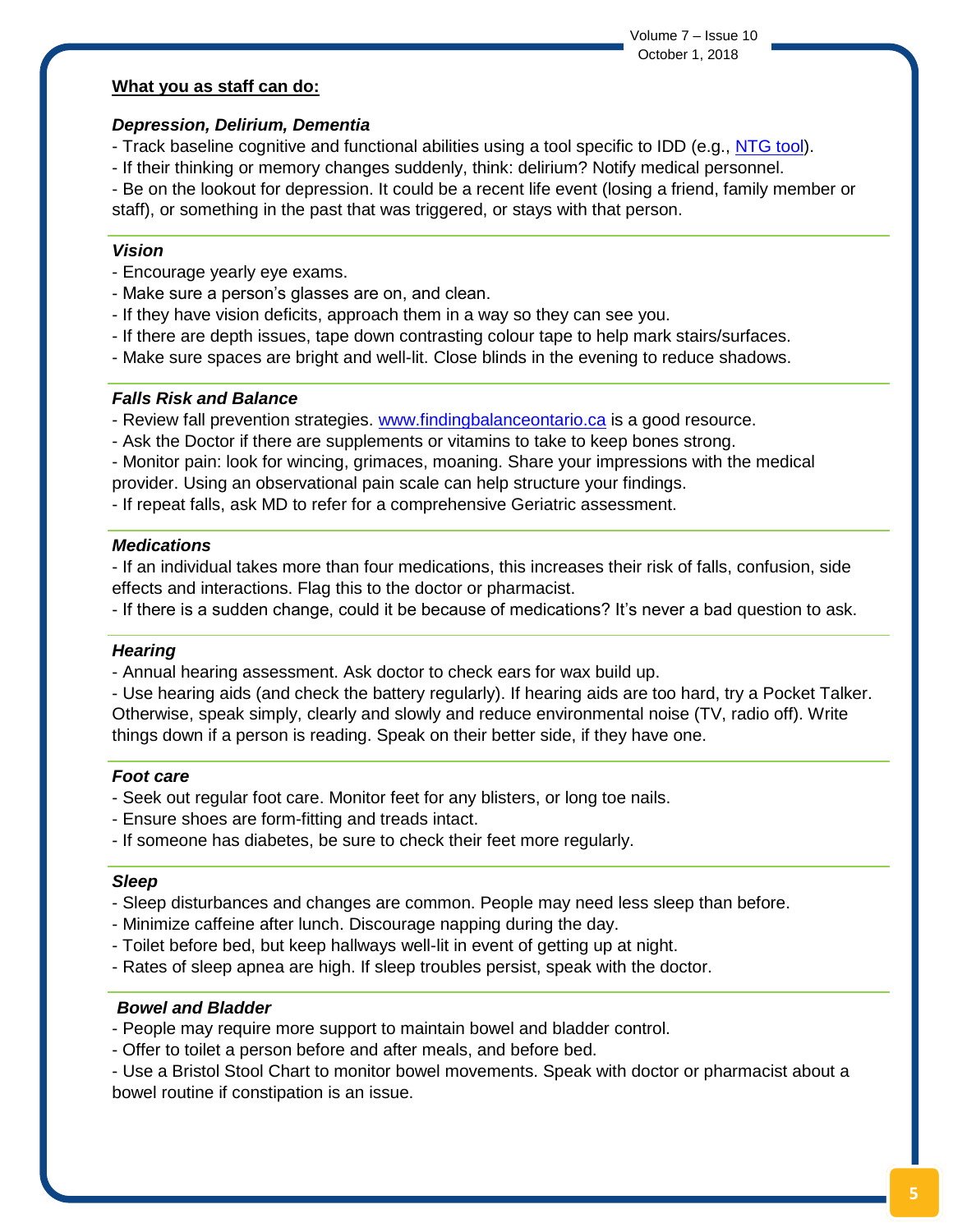**What you as staff can do:**

***Depression, Delirium, Dementia***

- Track baseline cognitive and functional abilities using a tool specific to IDD (e.g., [NTG tool](NTG tool)).
- If their thinking or memory changes suddenly, think: delirium? Notify medical personnel.
- Be on the lookout for depression. It could be a recent life event (losing a friend, family member or staff), or something in the past that was triggered, or stays with that person.

***Vision***

- Encourage yearly eye exams.
- Make sure a person's glasses are on, and clean.
- If they have vision deficits, approach them in a way so they can see you.
- If there are depth issues, tape down contrasting colour tape to help mark stairs/surfaces.
- Make sure spaces are bright and well-lit. Close blinds in the evening to reduce shadows.

***Falls Risk and Balance***

- Review fall prevention strategies. [www.findingbalanceontario.ca](www.findingbalanceontario.ca) is a good resource.
- Ask the Doctor if there are supplements or vitamins to take to keep bones strong.
- Monitor pain: look for wincing, grimaces, moaning. Share your impressions with the medical provider. Using an observational pain scale can help structure your findings.
- If repeat falls, ask MD to refer for a comprehensive Geriatric assessment.

***Medications***

- If an individual takes more than four medications, this increases their risk of falls, confusion, side effects and interactions. Flag this to the doctor or pharmacist.
- If there is a sudden change, could it be because of medications? It's never a bad question to ask.

***Hearing***

- Annual hearing assessment. Ask doctor to check ears for wax build up.
- Use hearing aids (and check the battery regularly). If hearing aids are too hard, try a Pocket Talker. Otherwise, speak simply, clearly and slowly and reduce environmental noise (TV, radio off). Write things down if a person is reading. Speak on their better side, if they have one.

***Foot care***

- Seek out regular foot care. Monitor feet for any blisters, or long toe nails.
- Ensure shoes are form-fitting and treads intact.
- If someone has diabetes, be sure to check their feet more regularly.

***Sleep***

- Sleep disturbances and changes are common. People may need less sleep than before.
- Minimize caffeine after lunch. Discourage napping during the day.
- Toilet before bed, but keep hallways well-lit in event of getting up at night.
- Rates of sleep apnea are high. If sleep troubles persist, speak with the doctor.

***Bowel and Bladder***

- People may require more support to maintain bowel and bladder control.
- Offer to toilet a person before and after meals, and before bed.
- Use a Bristol Stool Chart to monitor bowel movements. Speak with doctor or pharmacist about a bowel routine if constipation is an issue.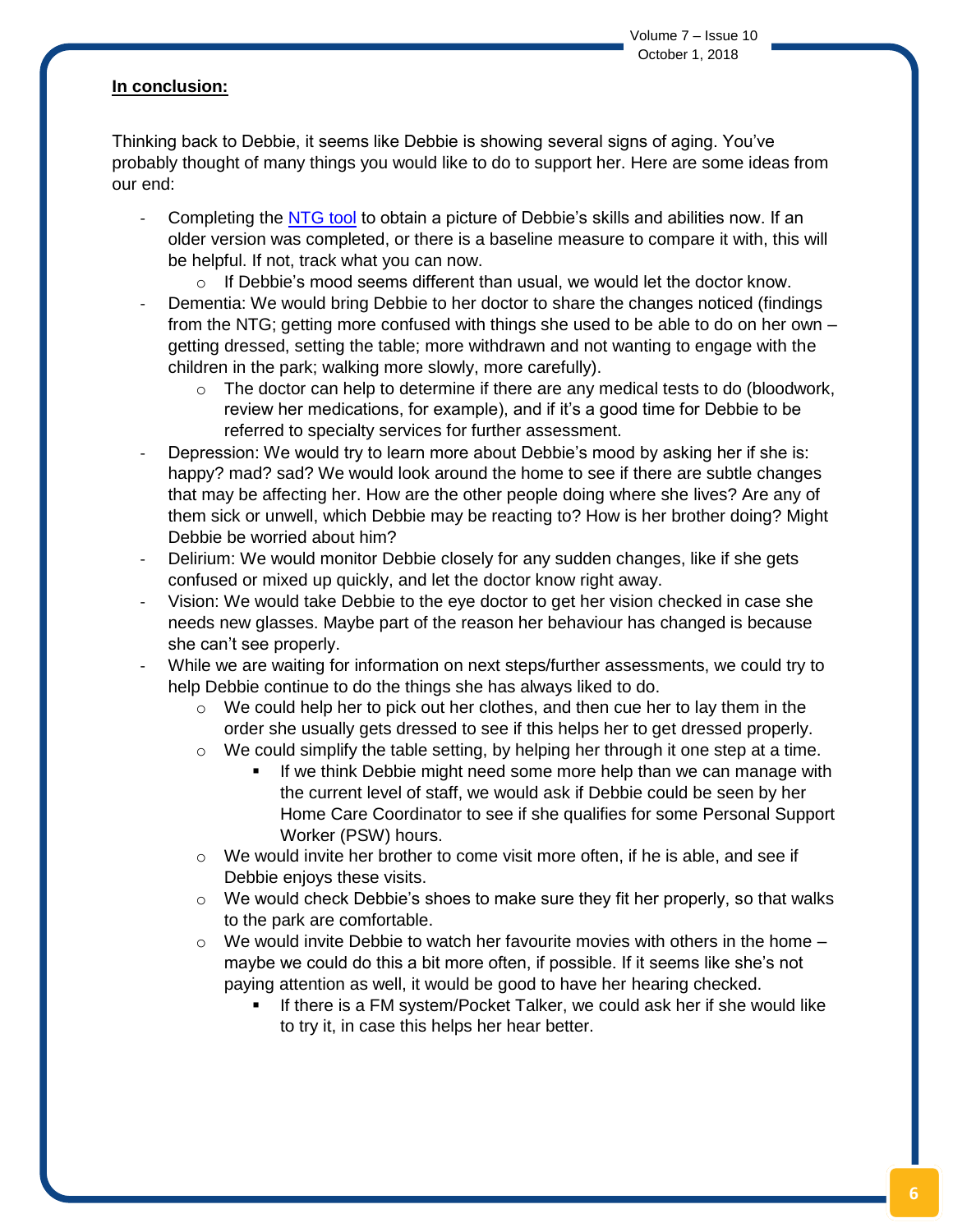**In conclusion:**

Thinking back to Debbie, it seems like Debbie is showing several signs of aging. You've probably thought of many things you would like to do to support her. Here are some ideas from our end:

- Completing the [NTG tool](NTG tool) to obtain a picture of Debbie's skills and abilities now. If an older version was completed, or there is a baseline measure to compare it with, this will be helpful. If not, track what you can now.
  - If Debbie's mood seems different than usual, we would let the doctor know.
- Dementia: We would bring Debbie to her doctor to share the changes noticed (findings from the NTG; getting more confused with things she used to be able to do on her own – getting dressed, setting the table; more withdrawn and not wanting to engage with the children in the park; walking more slowly, more carefully).
  - The doctor can help to determine if there are any medical tests to do (bloodwork, review her medications, for example), and if it's a good time for Debbie to be referred to specialty services for further assessment.
- Depression: We would try to learn more about Debbie's mood by asking her if she is: happy? mad? sad? We would look around the home to see if there are subtle changes that may be affecting her. How are the other people doing where she lives? Are any of them sick or unwell, which Debbie may be reacting to? How is her brother doing? Might Debbie be worried about him?
- Delirium: We would monitor Debbie closely for any sudden changes, like if she gets confused or mixed up quickly, and let the doctor know right away.
- Vision: We would take Debbie to the eye doctor to get her vision checked in case she needs new glasses. Maybe part of the reason her behaviour has changed is because she can't see properly.
- While we are waiting for information on next steps/further assessments, we could try to help Debbie continue to do the things she has always liked to do.
  - We could help her to pick out her clothes, and then cue her to lay them in the order she usually gets dressed to see if this helps her to get dressed properly.
  - We could simplify the table setting, by helping her through it one step at a time.
    - If we think Debbie might need some more help than we can manage with the current level of staff, we would ask if Debbie could be seen by her Home Care Coordinator to see if she qualifies for some Personal Support Worker (PSW) hours.
  - We would invite her brother to come visit more often, if he is able, and see if Debbie enjoys these visits.
  - We would check Debbie's shoes to make sure they fit her properly, so that walks to the park are comfortable.
  - We would invite Debbie to watch her favourite movies with others in the home – maybe we could do this a bit more often, if possible. If it seems like she's not paying attention as well, it would be good to have her hearing checked.
    - If there is a FM system/Pocket Talker, we could ask her if she would like to try it, in case this helps her hear better.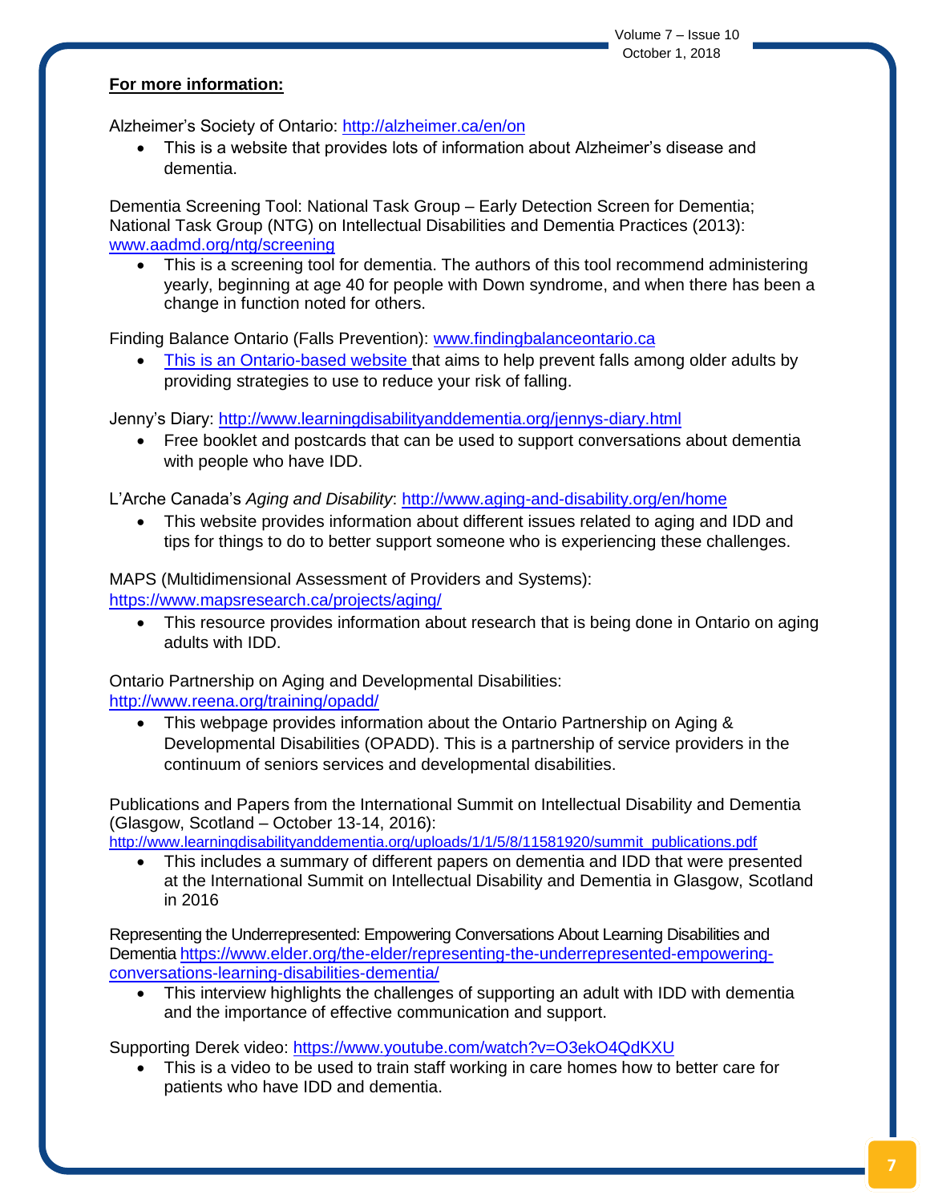**For more information:**

Alzheimer's Society of Ontario: [http://alzheimer.ca/en/on](http://alzheimer.ca/en/on)

- This is a website that provides lots of information about Alzheimer's disease and dementia.

Dementia Screening Tool: National Task Group – Early Detection Screen for Dementia; National Task Group (NTG) on Intellectual Disabilities and Dementia Practices (2013): [www.aadmd.org/ntg/screening](www.aadmd.org/ntg/screening)

- This is a screening tool for dementia. The authors of this tool recommend administering yearly, beginning at age 40 for people with Down syndrome, and when there has been a change in function noted for others.

Finding Balance Ontario (Falls Prevention): [www.findingbalanceontario.ca](www.findingbalanceontario.ca)

- This is an Ontario-based website that aims to help prevent falls among older adults by providing strategies to use to reduce your risk of falling.

Jenny's Diary: [http://www.learningdisabilityanddementia.org/jennys-diary.html](http://www.learningdisabilityanddementia.org/jennys-diary.html)

- Free booklet and postcards that can be used to support conversations about dementia with people who have IDD.

L'Arche Canada's *Aging and Disability*: [http://www.aging-and-disability.org/en/home](http://www.aging-and-disability.org/en/home)

- This website provides information about different issues related to aging and IDD and tips for things to do to better support someone who is experiencing these challenges.

MAPS (Multidimensional Assessment of Providers and Systems): [https://www.mapsresearch.ca/projects/aging/](https://www.mapsresearch.ca/projects/aging/)

- This resource provides information about research that is being done in Ontario on aging adults with IDD.

Ontario Partnership on Aging and Developmental Disabilities: [http://www.reena.org/training/opadd/](http://www.reena.org/training/opadd/)

- This webpage provides information about the Ontario Partnership on Aging & Developmental Disabilities (OPADD). This is a partnership of service providers in the continuum of seniors services and developmental disabilities.

Publications and Papers from the International Summit on Intellectual Disability and Dementia (Glasgow, Scotland – October 13-14, 2016): [http://www.learningdisabilityanddementia.org/uploads/1/1/5/8/11581920/summit_publications.pdf](http://www.learningdisabilityanddementia.org/uploads/1/1/5/8/11581920/summit_publications.pdf)

- This includes a summary of different papers on dementia and IDD that were presented at the International Summit on Intellectual Disability and Dementia in Glasgow, Scotland in 2016

Representing the Underrepresented: Empowering Conversations About Learning Disabilities and Dementia [https://www.elder.org/the-elder/representing-the-underrepresented-empowering-conversations-learning-disabilities-dementia/](https://www.elder.org/the-elder/representing-the-underrepresented-empowering-conversations-learning-disabilities-dementia/)

- This interview highlights the challenges of supporting an adult with IDD with dementia and the importance of effective communication and support.

Supporting Derek video: [https://www.youtube.com/watch?v=O3ekO4QdKXU](https://www.youtube.com/watch?v=O3ekO4QdKXU)

- This is a video to be used to train staff working in care homes how to better care for patients who have IDD and dementia.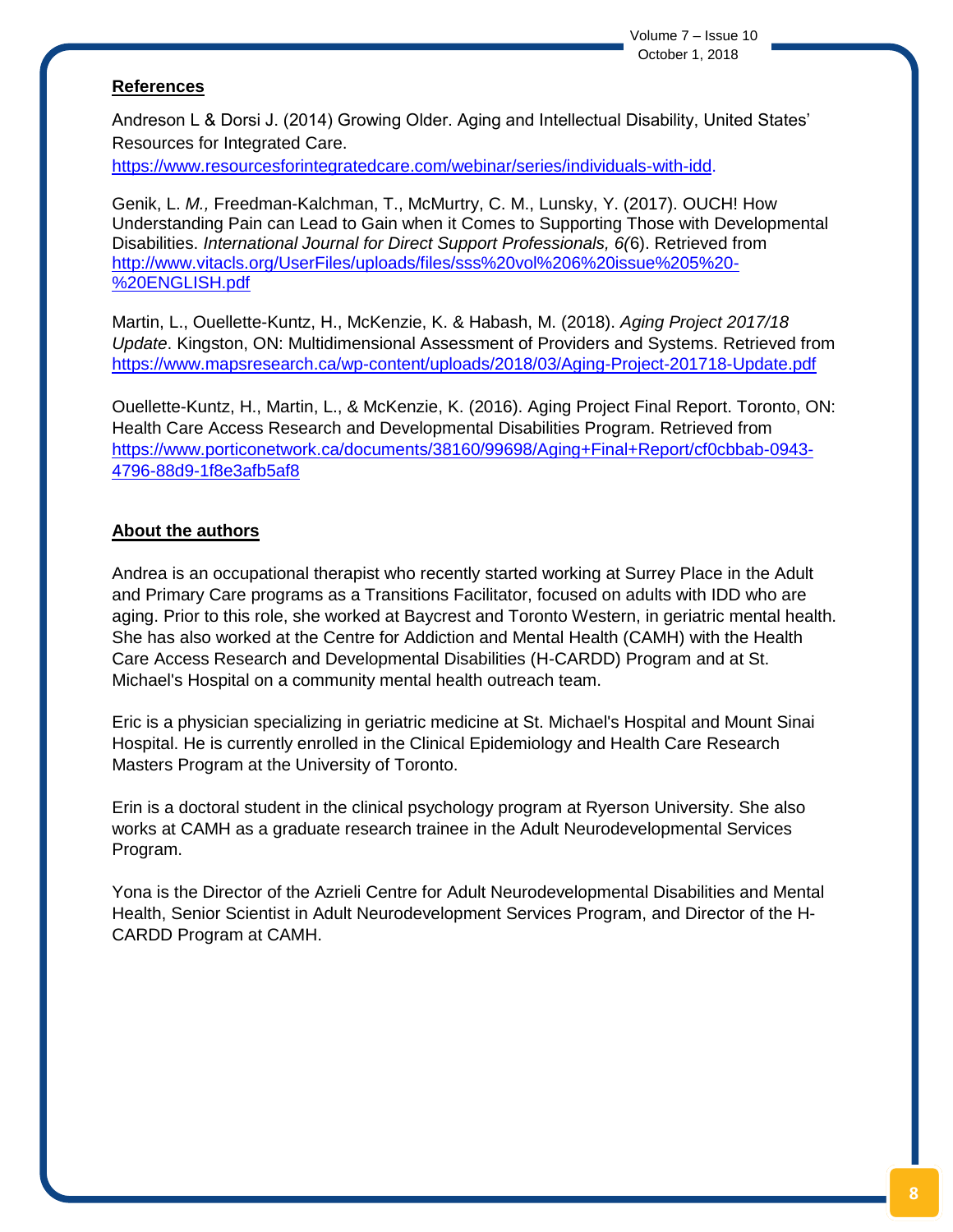## References

Andreson L & Dorsi J. (2014) Growing Older. Aging and Intellectual Disability, United States' Resources for Integrated Care. https://www.resourcesforintegratedcare.com/webinar/series/individuals-with-idd.

Genik, L. *M.,* Freedman-Kalchman, T., McMurtry, C. M., Lunsky, Y. (2017). OUCH! How Understanding Pain can Lead to Gain when it Comes to Supporting Those with Developmental Disabilities. *International Journal for Direct Support Professionals, 6(*6). Retrieved from http://www.vitacls.org/UserFiles/uploads/files/sss%20vol%206%20issue%205%20-%20ENGLISH.pdf

Martin, L., Ouellette-Kuntz, H., McKenzie, K. & Habash, M. (2018). *Aging Project 2017/18 Update*. Kingston, ON: Multidimensional Assessment of Providers and Systems. Retrieved from https://www.mapsresearch.ca/wp-content/uploads/2018/03/Aging-Project-201718-Update.pdf

Ouellette-Kuntz, H., Martin, L., & McKenzie, K. (2016). Aging Project Final Report. Toronto, ON: Health Care Access Research and Developmental Disabilities Program. Retrieved from https://www.porticonetwork.ca/documents/38160/99698/Aging+Final+Report/cf0cbbab-0943-4796-88d9-1f8e3afb5af8

## About the authors

Andrea is an occupational therapist who recently started working at Surrey Place in the Adult and Primary Care programs as a Transitions Facilitator, focused on adults with IDD who are aging. Prior to this role, she worked at Baycrest and Toronto Western, in geriatric mental health. She has also worked at the Centre for Addiction and Mental Health (CAMH) with the Health Care Access Research and Developmental Disabilities (H-CARDD) Program and at St. Michael's Hospital on a community mental health outreach team.

Eric is a physician specializing in geriatric medicine at St. Michael's Hospital and Mount Sinai Hospital. He is currently enrolled in the Clinical Epidemiology and Health Care Research Masters Program at the University of Toronto.

Erin is a doctoral student in the clinical psychology program at Ryerson University. She also works at CAMH as a graduate research trainee in the Adult Neurodevelopmental Services Program.

Yona is the Director of the Azrieli Centre for Adult Neurodevelopmental Disabilities and Mental Health, Senior Scientist in Adult Neurodevelopment Services Program, and Director of the H-CARDD Program at CAMH.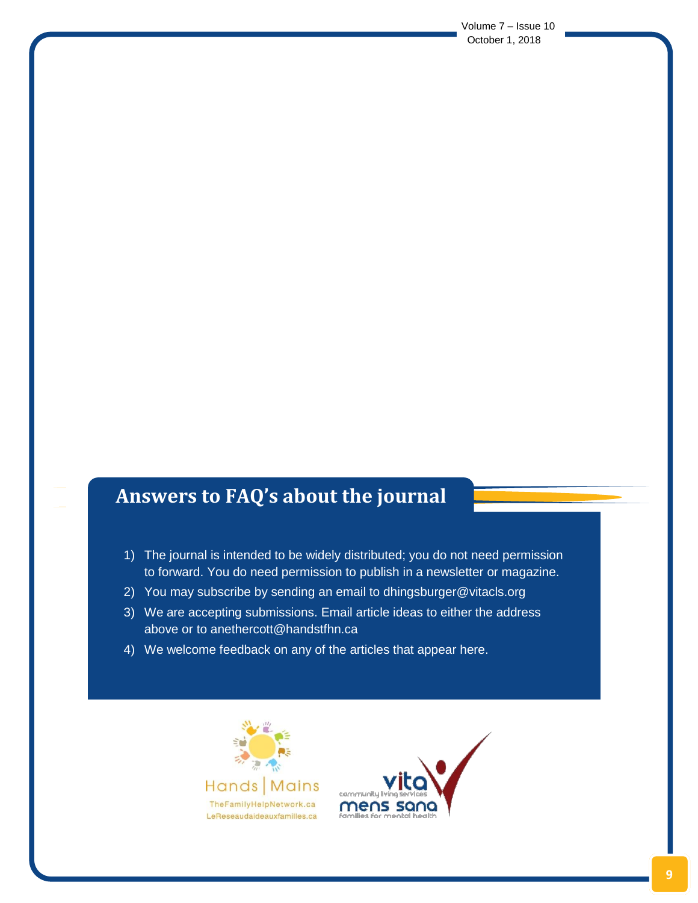## Answers to FAQ's about the journal

1) The journal is intended to be widely distributed; you do not need permission to forward. You do need permission to publish in a newsletter or magazine.
2) You may subscribe by sending an email to dhingsburger@vitacls.org
3) We are accepting submissions. Email article ideas to either the address above or to anethercott@handstfhn.ca
4) We welcome feedback on any of the articles that appear here.

Hands | Mains
TheFamilyHelpNetwork.ca
LeReseaudaideauxfamilles.ca

vita community living services
mens sana families for mental health